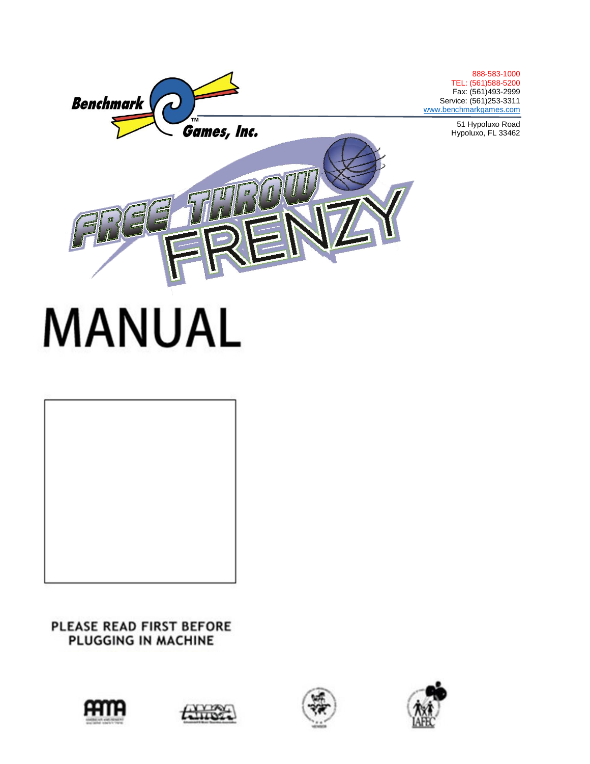Benchmark Games, Inc.™

888-583-1000
TEL: (561)588-5200
Fax: (561)493-2999
Service: (561)253-3311
www.benchmarkgames.com

51 Hypoluxo Road
Hypoluxo, FL 33462

# FREE THROW FRENZY

# MANUAL

**PLEASE READ FIRST BEFORE PLUGGING IN MACHINE**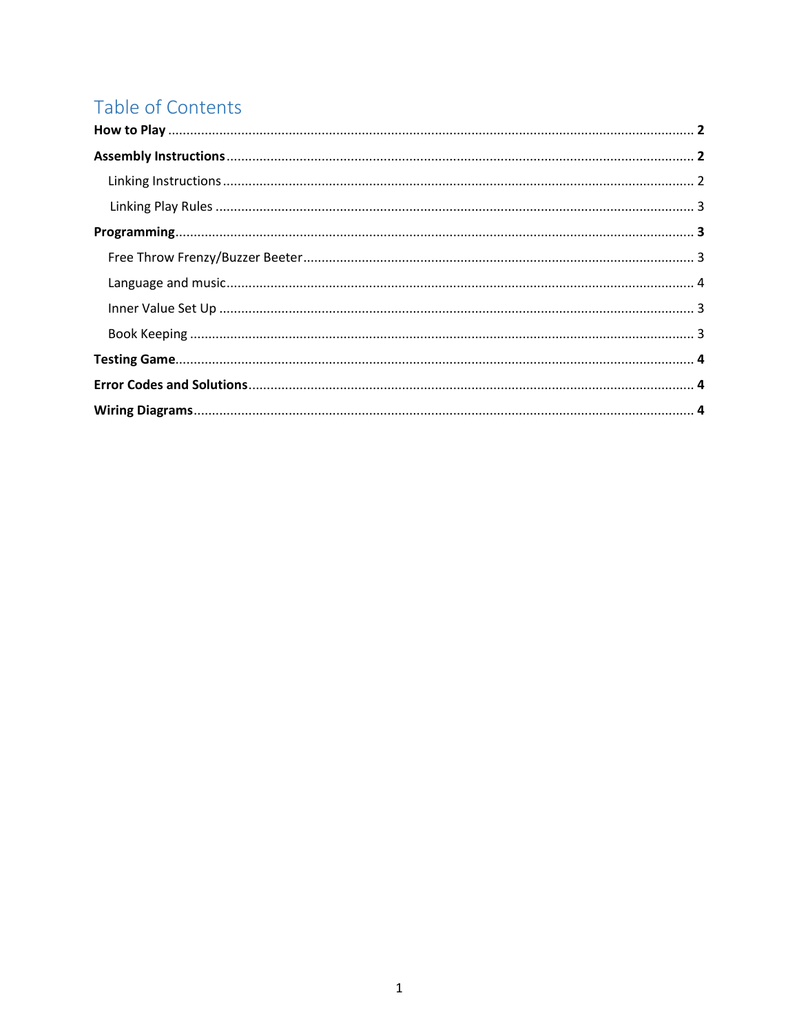# Table of Contents

**How to Play** ........................................................................................................ **2**

**Assembly Instructions** ........................................................................................ **2**

  Linking Instructions ............................................................................................ 2

  Linking Play Rules ............................................................................................. 3

**Programming** ........................................................................................................ **3**

  Free Throw Frenzy/Buzzer Beeter ....................................................................... 3

  Language and music ............................................................................................ 4

  Inner Value Set Up .............................................................................................. 3

  Book Keeping ...................................................................................................... 3

**Testing Game** ........................................................................................................ **4**

**Error Codes and Solutions** .................................................................................... **4**

**Wiring Diagrams** .................................................................................................... **4**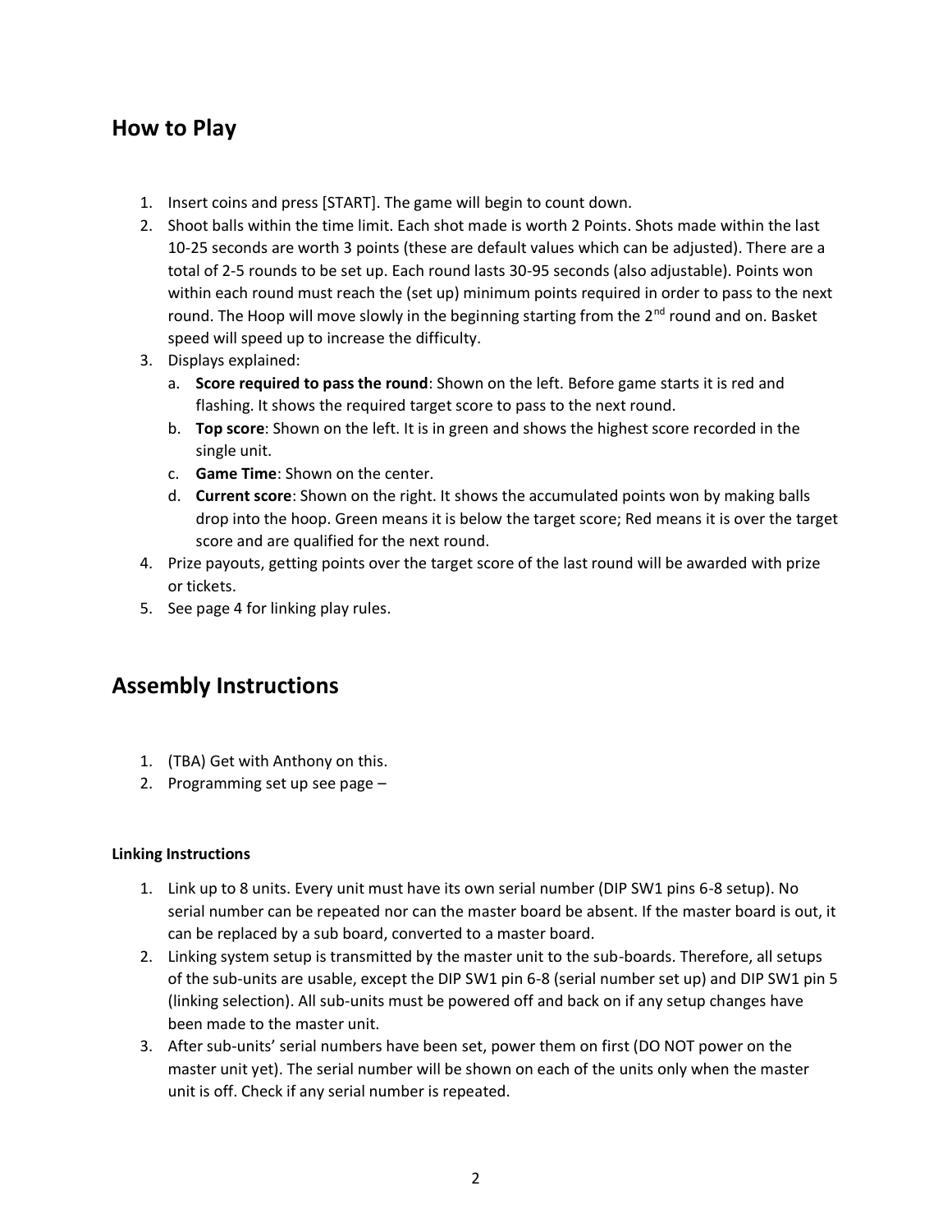## How to Play

1. Insert coins and press [START]. The game will begin to count down.
2. Shoot balls within the time limit. Each shot made is worth 2 Points. Shots made within the last 10-25 seconds are worth 3 points (these are default values which can be adjusted). There are a total of 2-5 rounds to be set up. Each round lasts 30-95 seconds (also adjustable). Points won within each round must reach the (set up) minimum points required in order to pass to the next round. The Hoop will move slowly in the beginning starting from the 2nd round and on. Basket speed will speed up to increase the difficulty.
3. Displays explained:
   a. **Score required to pass the round**: Shown on the left. Before game starts it is red and flashing. It shows the required target score to pass to the next round.
   b. **Top score**: Shown on the left. It is in green and shows the highest score recorded in the single unit.
   c. **Game Time**: Shown on the center.
   d. **Current score**: Shown on the right. It shows the accumulated points won by making balls drop into the hoop. Green means it is below the target score; Red means it is over the target score and are qualified for the next round.
4. Prize payouts, getting points over the target score of the last round will be awarded with prize or tickets.
5. See page 4 for linking play rules.

## Assembly Instructions

1. (TBA) Get with Anthony on this.
2. Programming set up see page –

#### Linking Instructions

1. Link up to 8 units. Every unit must have its own serial number (DIP SW1 pins 6-8 setup). No serial number can be repeated nor can the master board be absent. If the master board is out, it can be replaced by a sub board, converted to a master board.
2. Linking system setup is transmitted by the master unit to the sub-boards. Therefore, all setups of the sub-units are usable, except the DIP SW1 pin 6-8 (serial number set up) and DIP SW1 pin 5 (linking selection). All sub-units must be powered off and back on if any setup changes have been made to the master unit.
3. After sub-units' serial numbers have been set, power them on first (DO NOT power on the master unit yet). The serial number will be shown on each of the units only when the master unit is off. Check if any serial number is repeated.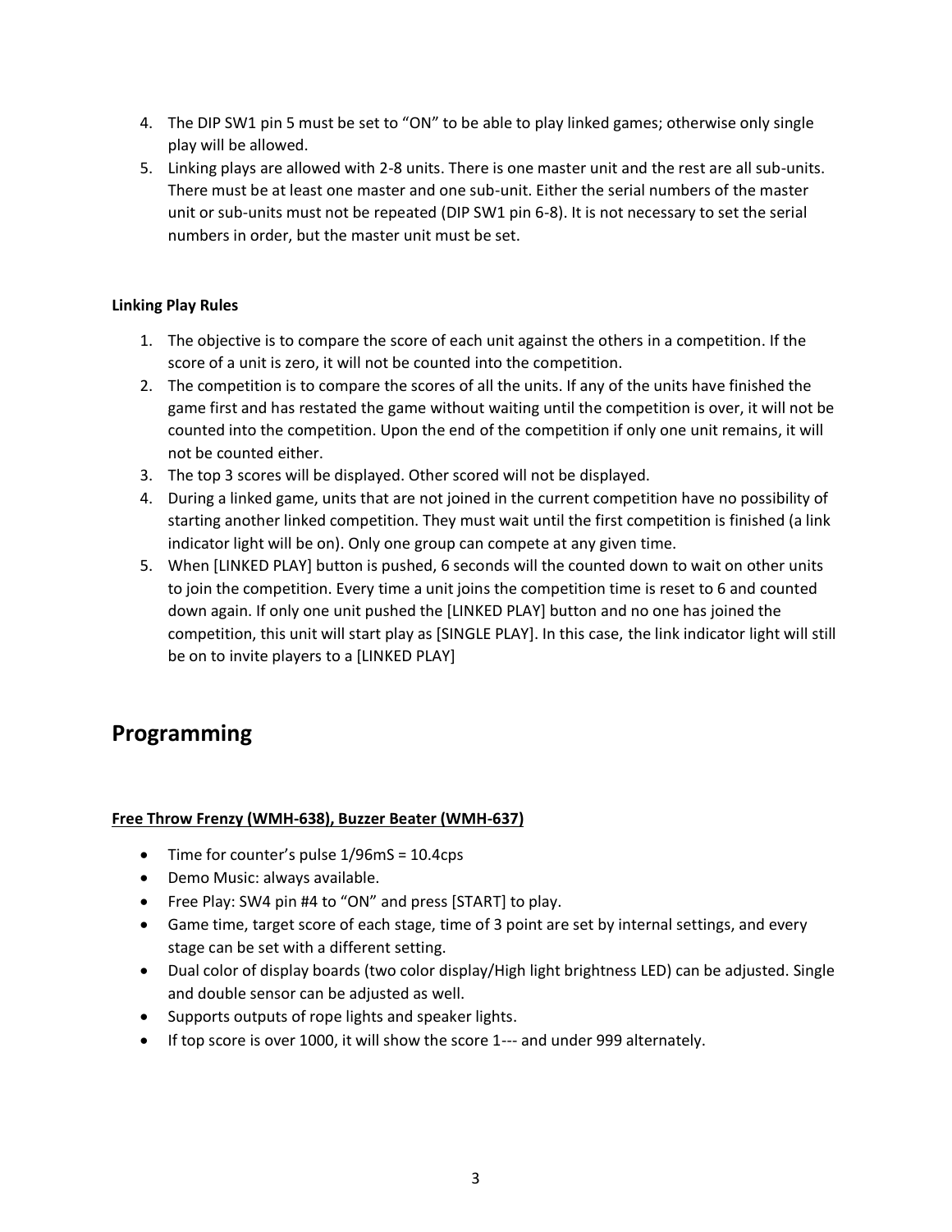4. The DIP SW1 pin 5 must be set to "ON" to be able to play linked games; otherwise only single play will be allowed.
5. Linking plays are allowed with 2-8 units. There is one master unit and the rest are all sub-units. There must be at least one master and one sub-unit. Either the serial numbers of the master unit or sub-units must not be repeated (DIP SW1 pin 6-8). It is not necessary to set the serial numbers in order, but the master unit must be set.

**Linking Play Rules**

1. The objective is to compare the score of each unit against the others in a competition. If the score of a unit is zero, it will not be counted into the competition.
2. The competition is to compare the scores of all the units. If any of the units have finished the game first and has restated the game without waiting until the competition is over, it will not be counted into the competition. Upon the end of the competition if only one unit remains, it will not be counted either.
3. The top 3 scores will be displayed. Other scored will not be displayed.
4. During a linked game, units that are not joined in the current competition have no possibility of starting another linked competition. They must wait until the first competition is finished (a link indicator light will be on). Only one group can compete at any given time.
5. When [LINKED PLAY] button is pushed, 6 seconds will the counted down to wait on other units to join the competition. Every time a unit joins the competition time is reset to 6 and counted down again. If only one unit pushed the [LINKED PLAY] button and no one has joined the competition, this unit will start play as [SINGLE PLAY]. In this case, the link indicator light will still be on to invite players to a [LINKED PLAY]

## Programming

**<u>Free Throw Frenzy (WMH-638), Buzzer Beater (WMH-637)</u>**

- Time for counter's pulse 1/96mS = 10.4cps
- Demo Music: always available.
- Free Play: SW4 pin #4 to "ON" and press [START] to play.
- Game time, target score of each stage, time of 3 point are set by internal settings, and every stage can be set with a different setting.
- Dual color of display boards (two color display/High light brightness LED) can be adjusted. Single and double sensor can be adjusted as well.
- Supports outputs of rope lights and speaker lights.
- If top score is over 1000, it will show the score 1--- and under 999 alternately.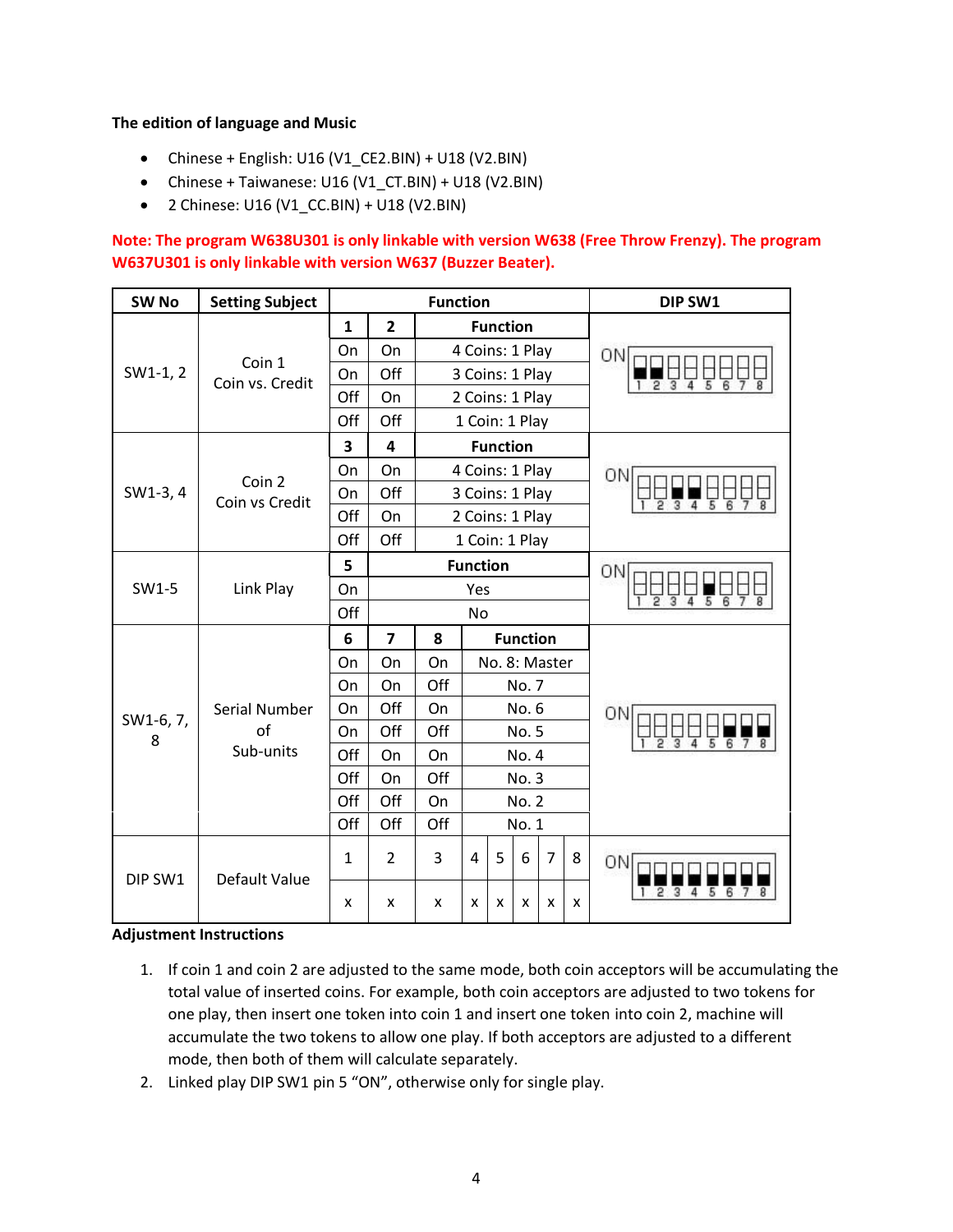**The edition of language and Music**

- Chinese + English: U16 (V1_CE2.BIN) + U18 (V2.BIN)
- Chinese + Taiwanese: U16 (V1_CT.BIN) + U18 (V2.BIN)
- 2 Chinese: U16 (V1_CC.BIN) + U18 (V2.BIN)

**Note: The program W638U301 is only linkable with version W638 (Free Throw Frenzy). The program W637U301 is only linkable with version W637 (Buzzer Beater).**

| SW No | Setting Subject | Function | | | | DIP SW1 |
|---|---|---|---|---|---|---|
| SW1-1, 2 | Coin 1 Coin vs. Credit | 1 | 2 | Function | | |
| | | On | On | 4 Coins: 1 Play | | |
| | | On | Off | 3 Coins: 1 Play | | |
| | | Off | On | 2 Coins: 1 Play | | |
| | | Off | Off | 1 Coin: 1 Play | | |
| SW1-3, 4 | Coin 2 Coin vs Credit | 3 | 4 | Function | | |
| | | On | On | 4 Coins: 1 Play | | |
| | | On | Off | 3 Coins: 1 Play | | |
| | | Off | On | 2 Coins: 1 Play | | |
| | | Off | Off | 1 Coin: 1 Play | | |
| SW1-5 | Link Play | 5 | Function | | | |
| | | On | Yes | | | |
| | | Off | No | | | |
| SW1-6, 7, 8 | Serial Number of Sub-units | 6 | 7 | 8 | Function | |
| | | On | On | On | No. 8: Master | |
| | | On | On | Off | No. 7 | |
| | | On | Off | On | No. 6 | |
| | | On | Off | Off | No. 5 | |
| | | Off | On | On | No. 4 | |
| | | Off | On | Off | No. 3 | |
| | | Off | Off | On | No. 2 | |
| | | Off | Off | Off | No. 1 | |

| SW No | Setting Subject | 1 | 2 | 3 | 4 | 5 | 6 | 7 | 8 |
|---|---|---|---|---|---|---|---|---|---|
| DIP SW1 | Default Value | x | x | x | x | x | x | x | x |

**Adjustment Instructions**

1. If coin 1 and coin 2 are adjusted to the same mode, both coin acceptors will be accumulating the total value of inserted coins. For example, both coin acceptors are adjusted to two tokens for one play, then insert one token into coin 1 and insert one token into coin 2, machine will accumulate the two tokens to allow one play. If both acceptors are adjusted to a different mode, then both of them will calculate separately.
2. Linked play DIP SW1 pin 5 "ON", otherwise only for single play.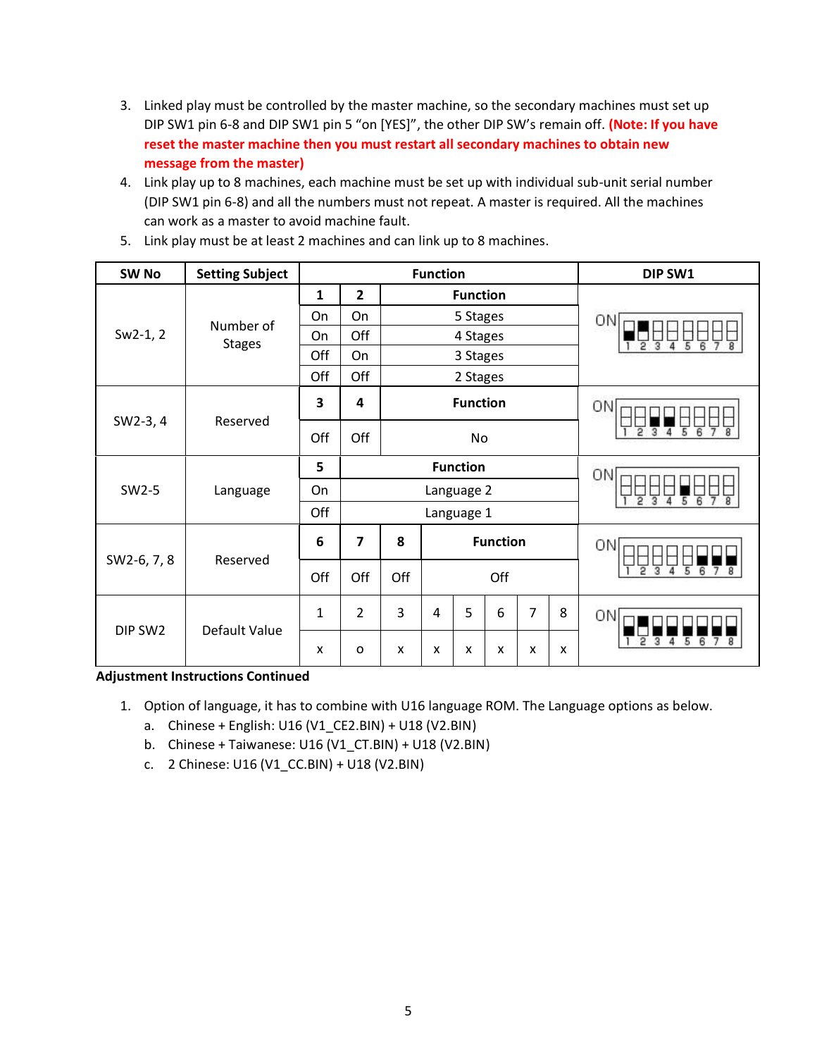3. Linked play must be controlled by the master machine, so the secondary machines must set up DIP SW1 pin 6-8 and DIP SW1 pin 5 "on [YES]", the other DIP SW's remain off. **(Note: If you have reset the master machine then you must restart all secondary machines to obtain new message from the master)**
4. Link play up to 8 machines, each machine must be set up with individual sub-unit serial number (DIP SW1 pin 6-8) and all the numbers must not repeat. A master is required. All the machines can work as a master to avoid machine fault.
5. Link play must be at least 2 machines and can link up to 8 machines.

| SW No | Setting Subject | Function | | | | | | | | DIP SW1 |
|---|---|---|---|---|---|---|---|---|---|---|
| Sw2-1, 2 | Number of Stages | 1 | 2 | Function | | | | | | ON 1 2 3 4 5 6 7 8 |
| | | On | On | 5 Stages | | | | | | |
| | | On | Off | 4 Stages | | | | | | |
| | | Off | On | 3 Stages | | | | | | |
| | | Off | Off | 2 Stages | | | | | | |
| SW2-3, 4 | Reserved | 3 | 4 | Function | | | | | | ON 1 2 3 4 5 6 7 8 |
| | | Off | Off | No | | | | | | |
| SW2-5 | Language | 5 | Function | | | | | | | ON 1 2 3 4 5 6 7 8 |
| | | On | Language 2 | | | | | | | |
| | | Off | Language 1 | | | | | | | |
| SW2-6, 7, 8 | Reserved | 6 | 7 | 8 | Function | | | | | ON 1 2 3 4 5 6 7 8 |
| | | Off | Off | Off | Off | | | | | |
| DIP SW2 | Default Value | 1 | 2 | 3 | 4 | 5 | 6 | 7 | 8 | ON 1 2 3 4 5 6 7 8 |
| | | x | o | x | x | x | x | x | x | |

**Adjustment Instructions Continued**

1. Option of language, it has to combine with U16 language ROM. The Language options as below.
   a. Chinese + English: U16 (V1_CE2.BIN) + U18 (V2.BIN)
   b. Chinese + Taiwanese: U16 (V1_CT.BIN) + U18 (V2.BIN)
   c. 2 Chinese: U16 (V1_CC.BIN) + U18 (V2.BIN)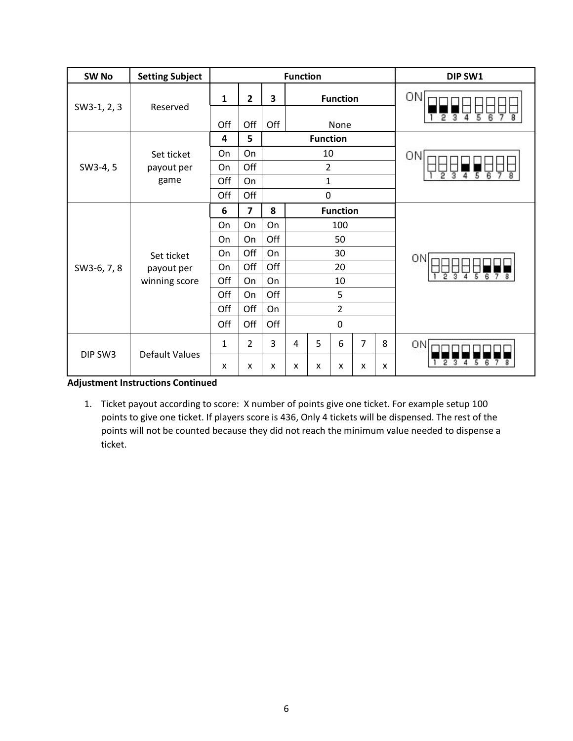| SW No | Setting Subject | Function | | | | | | | | DIP SW1 |
|---|---|---|---|---|---|---|---|---|---|---|
| SW3-1, 2, 3 | Reserved | **1** | **2** | **3** | **Function** | | | | | |
| | | Off | Off | Off | None | | | | | |
| SW3-4, 5 | Set ticket payout per game | **4** | **5** | **Function** | | | | | | |
| | | On | On | 10 | | | | | | |
| | | On | Off | 2 | | | | | | |
| | | Off | On | 1 | | | | | | |
| | | Off | Off | 0 | | | | | | |
| SW3-6, 7, 8 | Set ticket payout per winning score | **6** | **7** | **8** | **Function** | | | | | |
| | | On | On | On | 100 | | | | | |
| | | On | On | Off | 50 | | | | | |
| | | On | Off | On | 30 | | | | | |
| | | On | Off | Off | 20 | | | | | |
| | | Off | On | On | 10 | | | | | |
| | | Off | On | Off | 5 | | | | | |
| | | Off | Off | On | 2 | | | | | |
| | | Off | Off | Off | 0 | | | | | |
| DIP SW3 | Default Values | 1 | 2 | 3 | 4 | 5 | 6 | 7 | 8 | |
| | | x | x | x | x | x | x | x | x | |

**Adjustment Instructions Continued**

1. Ticket payout according to score: X number of points give one ticket. For example setup 100 points to give one ticket. If players score is 436, Only 4 tickets will be dispensed. The rest of the points will not be counted because they did not reach the minimum value needed to dispense a ticket.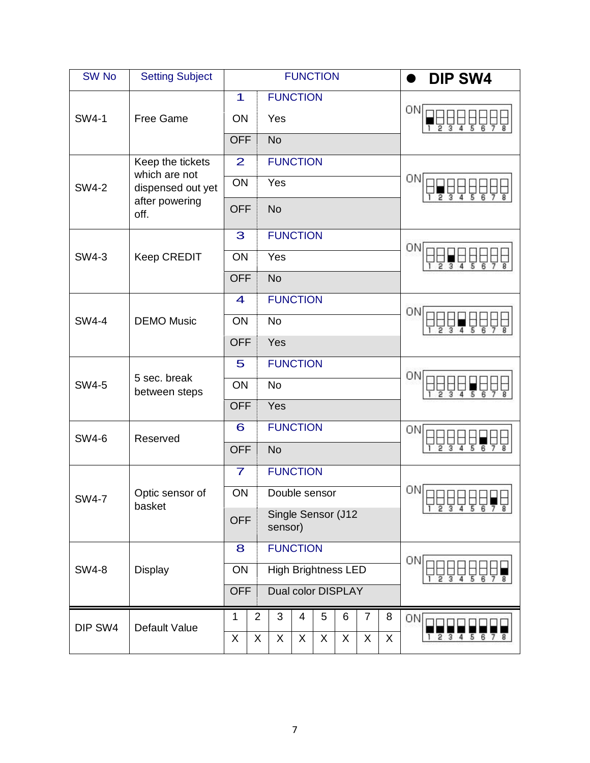| SW No | Setting Subject | FUNCTION | | ● DIP SW4 |
|---|---|---|---|---|
| SW4-1 | Free Game | 1 | FUNCTION | |
| | | ON | Yes | |
| | | OFF | No | |
| SW4-2 | Keep the tickets which are not dispensed out yet after powering off. | 2 | FUNCTION | |
| | | ON | Yes | |
| | | OFF | No | |
| SW4-3 | Keep CREDIT | 3 | FUNCTION | |
| | | ON | Yes | |
| | | OFF | No | |
| SW4-4 | DEMO Music | 4 | FUNCTION | |
| | | ON | No | |
| | | OFF | Yes | |
| SW4-5 | 5 sec. break between steps | 5 | FUNCTION | |
| | | ON | No | |
| | | OFF | Yes | |
| SW4-6 | Reserved | 6 | FUNCTION | |
| | | OFF | No | |
| SW4-7 | Optic sensor of basket | 7 | FUNCTION | |
| | | ON | Double sensor | |
| | | OFF | Single Sensor (J12 sensor) | |
| SW4-8 | Display | 8 | FUNCTION | |
| | | ON | High Brightness LED | |
| | | OFF | Dual color DISPLAY | |

| DIP SW4 | Default Value | 1 | 2 | 3 | 4 | 5 | 6 | 7 | 8 |
|---|---|---|---|---|---|---|---|---|---|
| | | X | X | X | X | X | X | X | X |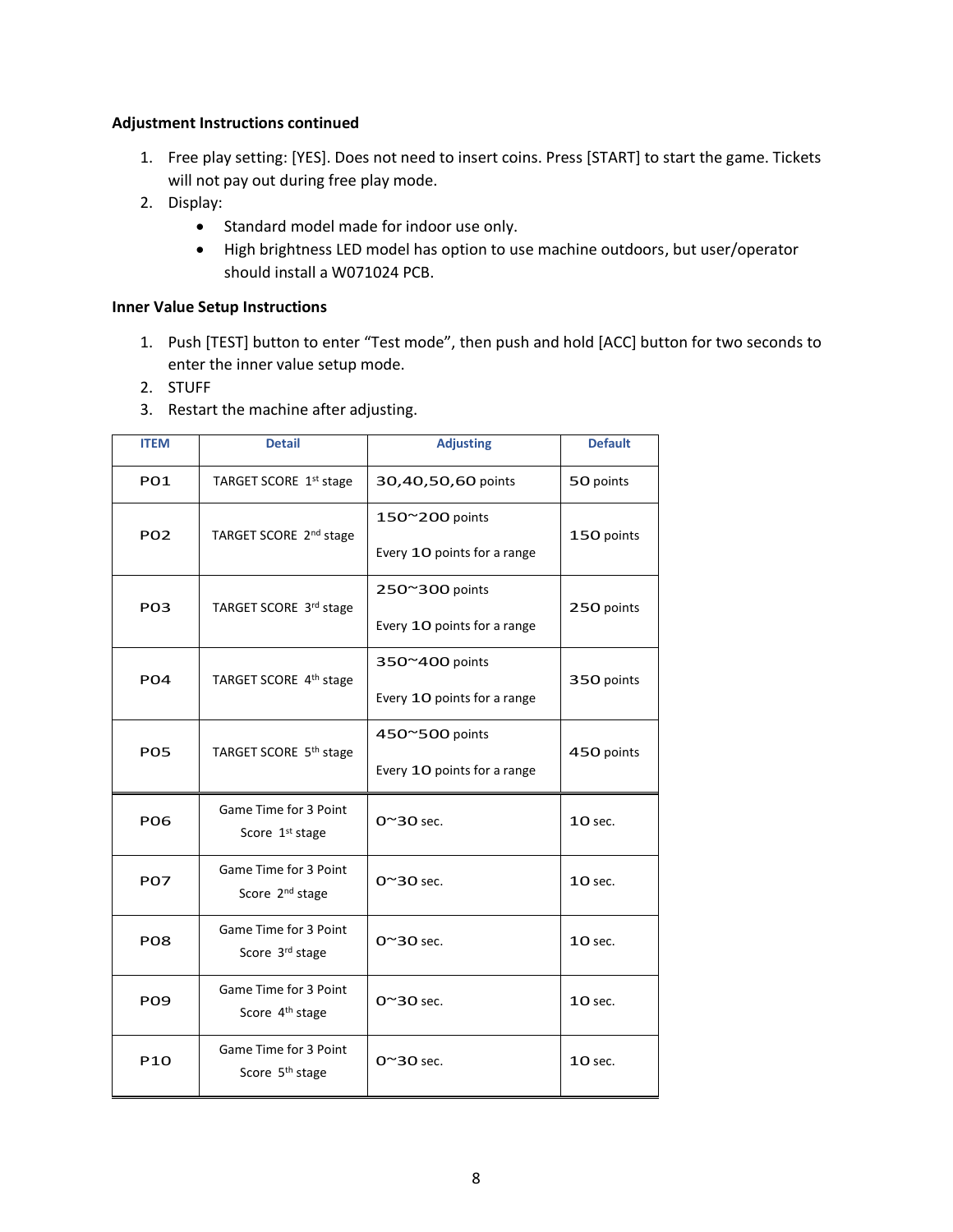**Adjustment Instructions continued**

1. Free play setting: [YES]. Does not need to insert coins. Press [START] to start the game. Tickets will not pay out during free play mode.
2. Display:
    - Standard model made for indoor use only.
    - High brightness LED model has option to use machine outdoors, but user/operator should install a W071024 PCB.

**Inner Value Setup Instructions**

1. Push [TEST] button to enter "Test mode", then push and hold [ACC] button for two seconds to enter the inner value setup mode.
2. STUFF
3. Restart the machine after adjusting.

| ITEM | Detail | Adjusting | Default |
| --- | --- | --- | --- |
| P01 | TARGET SCORE 1st stage | 30,40,50,60 points | 50 points |
| P02 | TARGET SCORE 2nd stage | 150~200 points<br>Every 10 points for a range | 150 points |
| P03 | TARGET SCORE 3rd stage | 250~300 points<br>Every 10 points for a range | 250 points |
| P04 | TARGET SCORE 4th stage | 350~400 points<br>Every 10 points for a range | 350 points |
| P05 | TARGET SCORE 5th stage | 450~500 points<br>Every 10 points for a range | 450 points |
| P06 | Game Time for 3 Point Score 1st stage | 0~30 sec. | 10 sec. |
| P07 | Game Time for 3 Point Score 2nd stage | 0~30 sec. | 10 sec. |
| P08 | Game Time for 3 Point Score 3rd stage | 0~30 sec. | 10 sec. |
| P09 | Game Time for 3 Point Score 4th stage | 0~30 sec. | 10 sec. |
| P10 | Game Time for 3 Point Score 5th stage | 0~30 sec. | 10 sec. |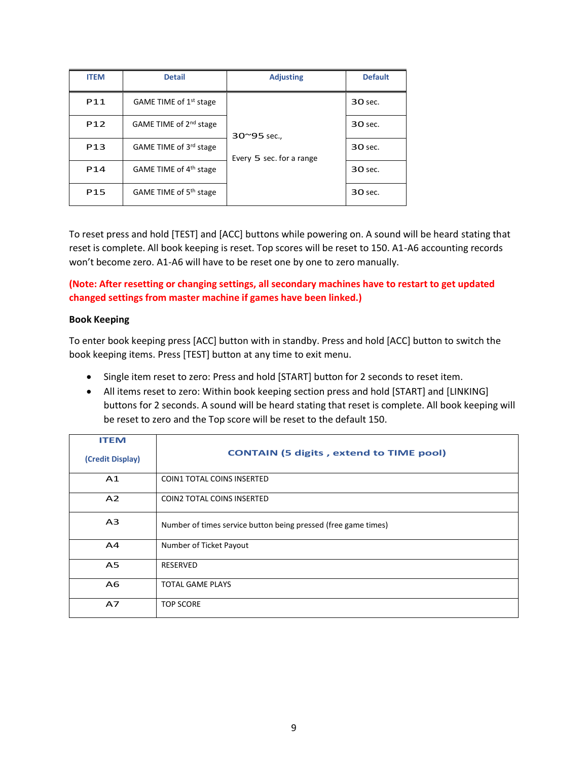| ITEM | Detail | Adjusting | Default |
|---|---|---|---|
| P11 | GAME TIME of 1st stage | 30~95 sec., Every 5 sec. for a range | 30 sec. |
| P12 | GAME TIME of 2nd stage | | 30 sec. |
| P13 | GAME TIME of 3rd stage | | 30 sec. |
| P14 | GAME TIME of 4th stage | | 30 sec. |
| P15 | GAME TIME of 5th stage | | 30 sec. |

To reset press and hold [TEST] and [ACC] buttons while powering on. A sound will be heard stating that reset is complete. All book keeping is reset. Top scores will be reset to 150. A1-A6 accounting records won't become zero. A1-A6 will have to be reset one by one to zero manually.

**(Note: After resetting or changing settings, all secondary machines have to restart to get updated changed settings from master machine if games have been linked.)**

**Book Keeping**

To enter book keeping press [ACC] button with in standby. Press and hold [ACC] button to switch the book keeping items. Press [TEST] button at any time to exit menu.

- Single item reset to zero: Press and hold [START] button for 2 seconds to reset item.
- All items reset to zero: Within book keeping section press and hold [START] and [LINKING] buttons for 2 seconds. A sound will be heard stating that reset is complete. All book keeping will be reset to zero and the Top score will be reset to the default 150.

| ITEM (Credit Display) | CONTAIN (5 digits , extend to TIME pool) |
|---|---|
| A1 | COIN1 TOTAL COINS INSERTED |
| A2 | COIN2 TOTAL COINS INSERTED |
| A3 | Number of times service button being pressed (free game times) |
| A4 | Number of Ticket Payout |
| A5 | RESERVED |
| A6 | TOTAL GAME PLAYS |
| A7 | TOP SCORE |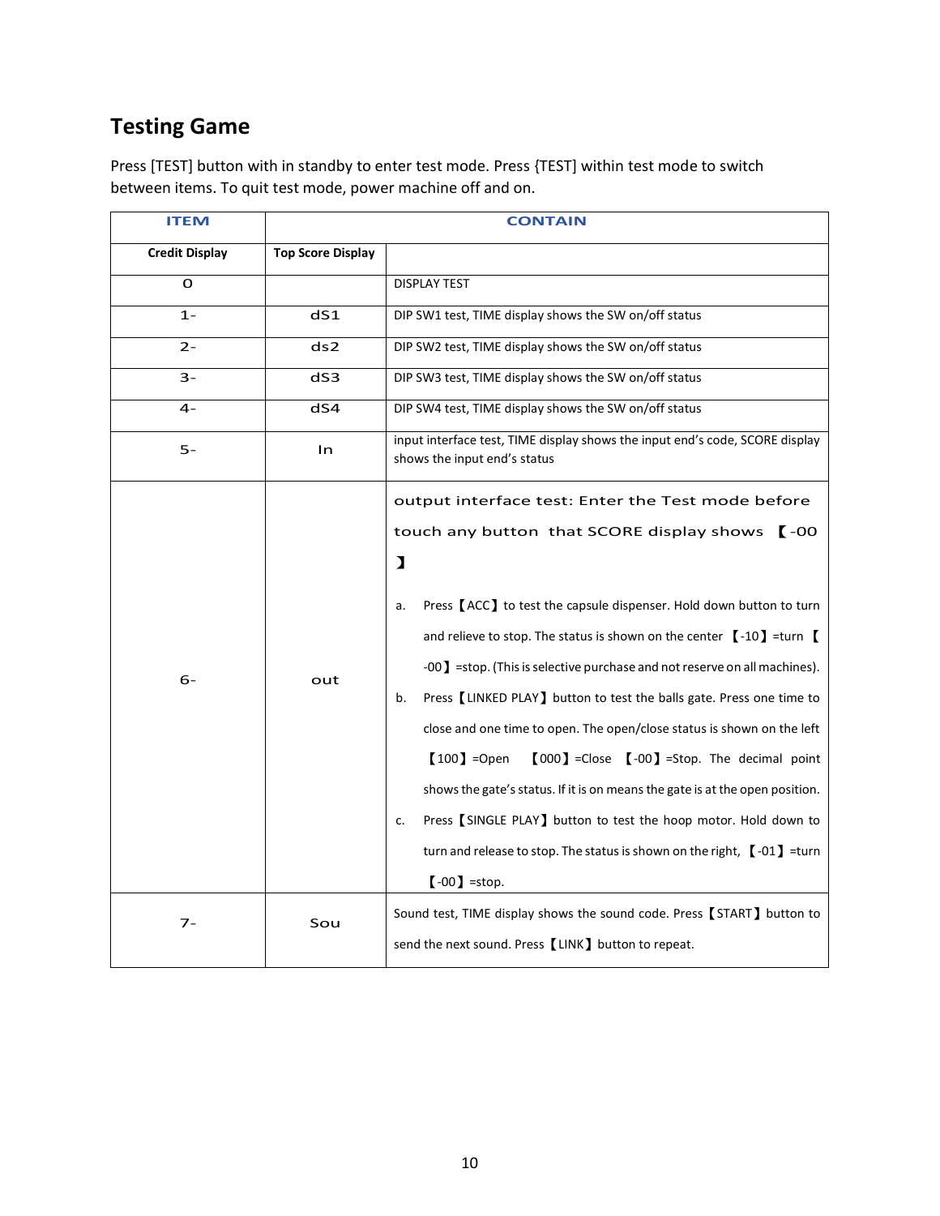## Testing Game

Press [TEST] button with in standby to enter test mode. Press {TEST] within test mode to switch between items. To quit test mode, power machine off and on.

| ITEM | | CONTAIN |
|---|---|---|
| Credit Display | Top Score Display | |
| 0 | | DISPLAY TEST |
| 1- | dS1 | DIP SW1 test, TIME display shows the SW on/off status |
| 2- | ds2 | DIP SW2 test, TIME display shows the SW on/off status |
| 3- | dS3 | DIP SW3 test, TIME display shows the SW on/off status |
| 4- | dS4 | DIP SW4 test, TIME display shows the SW on/off status |
| 5- | In | input interface test, TIME display shows the input end's code, SCORE display shows the input end's status |
| 6- | out | output interface test: Enter the Test mode before touch any button that SCORE display shows 【-00】<br><br>a. Press【ACC】to test the capsule dispenser. Hold down button to turn and relieve to stop. The status is shown on the center 【-10】=turn 【-00】=stop. (This is selective purchase and not reserve on all machines).<br>b. Press【LINKED PLAY】button to test the balls gate. Press one time to close and one time to open. The open/close status is shown on the left 【100】=Open 【000】=Close 【-00】=Stop. The decimal point shows the gate's status. If it is on means the gate is at the open position.<br>c. Press【SINGLE PLAY】button to test the hoop motor. Hold down to turn and release to stop. The status is shown on the right, 【-01】=turn 【-00】=stop. |
| 7- | Sou | Sound test, TIME display shows the sound code. Press【START】button to send the next sound. Press【LINK】button to repeat. |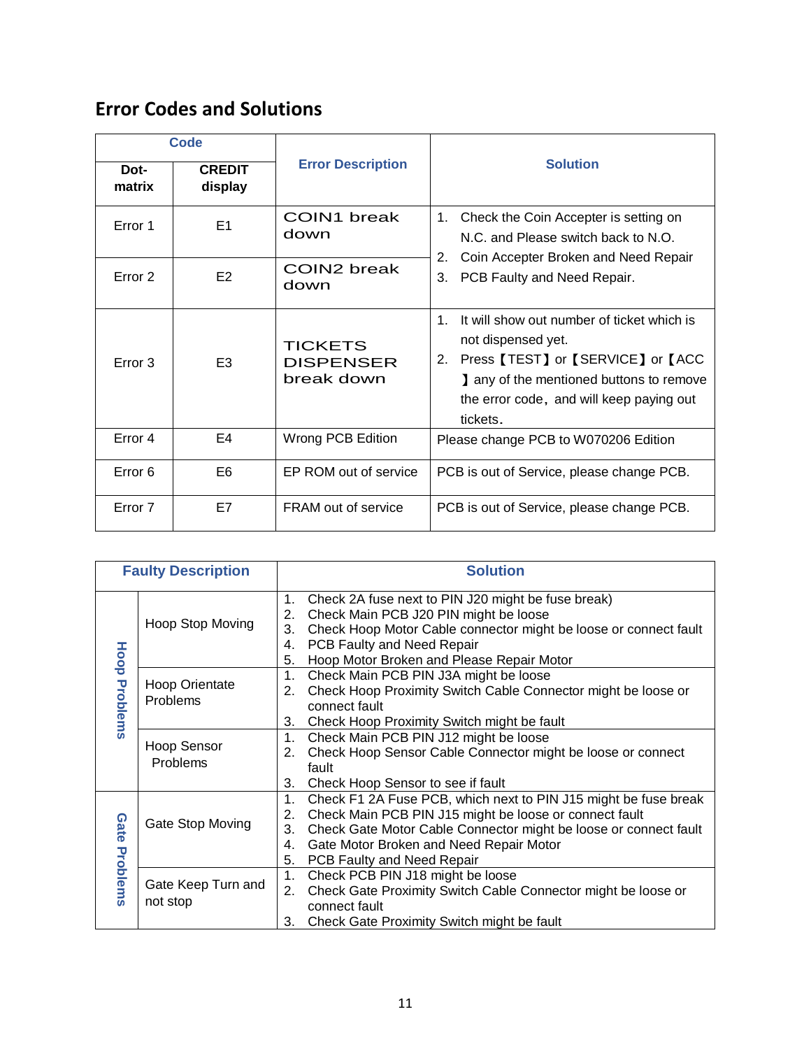## Error Codes and Solutions

| Code | | Error Description | Solution |
|---|---|---|---|
| Dot-matrix | CREDIT display | | |
| Error 1 | E1 | COIN1 break down | 1. Check the Coin Accepter is setting on N.C. and Please switch back to N.O.<br>2. Coin Accepter Broken and Need Repair<br>3. PCB Faulty and Need Repair. |
| Error 2 | E2 | COIN2 break down | |
| Error 3 | E3 | TICKETS DISPENSER break down | 1. It will show out number of ticket which is not dispensed yet.<br>2. Press【TEST】or【SERVICE】or【ACC】any of the mentioned buttons to remove the error code，and will keep paying out tickets. |
| Error 4 | E4 | Wrong PCB Edition | Please change PCB to W070206 Edition |
| Error 6 | E6 | EP ROM out of service | PCB is out of Service, please change PCB. |
| Error 7 | E7 | FRAM out of service | PCB is out of Service, please change PCB. |

| Faulty Description | | Solution |
|---|---|---|
| Hoop Problems | Hoop Stop Moving | 1. Check 2A fuse next to PIN J20 might be fuse break)<br>2. Check Main PCB J20 PIN might be loose<br>3. Check Hoop Motor Cable connector might be loose or connect fault<br>4. PCB Faulty and Need Repair<br>5. Hoop Motor Broken and Please Repair Motor |
| | Hoop Orientate Problems | 1. Check Main PCB PIN J3A might be loose<br>2. Check Hoop Proximity Switch Cable Connector might be loose or connect fault<br>3. Check Hoop Proximity Switch might be fault |
| | Hoop Sensor Problems | 1. Check Main PCB PIN J12 might be loose<br>2. Check Hoop Sensor Cable Connector might be loose or connect fault<br>3. Check Hoop Sensor to see if fault |
| Gate Problems | Gate Stop Moving | 1. Check F1 2A Fuse PCB, which next to PIN J15 might be fuse break<br>2. Check Main PCB PIN J15 might be loose or connect fault<br>3. Check Gate Motor Cable Connector might be loose or connect fault<br>4. Gate Motor Broken and Need Repair Motor<br>5. PCB Faulty and Need Repair |
| | Gate Keep Turn and not stop | 1. Check PCB PIN J18 might be loose<br>2. Check Gate Proximity Switch Cable Connector might be loose or connect fault<br>3. Check Gate Proximity Switch might be fault |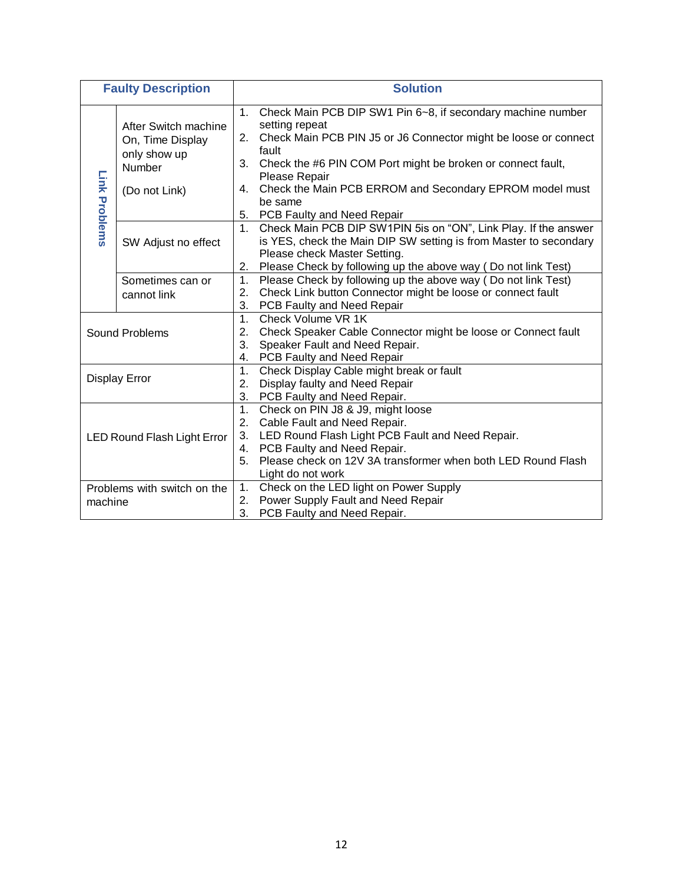| Faulty Description | | Solution |
|---|---|---|
| Link Problems | After Switch machine On, Time Display only show up Number<br><br>(Do not Link) | 1. Check Main PCB DIP SW1 Pin 6~8, if secondary machine number setting repeat<br>2. Check Main PCB PIN J5 or J6 Connector might be loose or connect fault<br>3. Check the #6 PIN COM Port might be broken or connect fault, Please Repair<br>4. Check the Main PCB ERROM and Secondary EPROM model must be same<br>5. PCB Faulty and Need Repair |
| | SW Adjust no effect | 1. Check Main PCB DIP SW1PIN 5is on "ON", Link Play. If the answer is YES, check the Main DIP SW setting is from Master to secondary Please check Master Setting.<br>2. Please Check by following up the above way ( Do not link Test) |
| | Sometimes can or cannot link | 1. Please Check by following up the above way ( Do not link Test)<br>2. Check Link button Connector might be loose or connect fault<br>3. PCB Faulty and Need Repair |
| Sound Problems | | 1. Check Volume VR 1K<br>2. Check Speaker Cable Connector might be loose or Connect fault<br>3. Speaker Fault and Need Repair.<br>4. PCB Faulty and Need Repair |
| Display Error | | 1. Check Display Cable might break or fault<br>2. Display faulty and Need Repair<br>3. PCB Faulty and Need Repair. |
| LED Round Flash Light Error | | 1. Check on PIN J8 & J9, might loose<br>2. Cable Fault and Need Repair.<br>3. LED Round Flash Light PCB Fault and Need Repair.<br>4. PCB Faulty and Need Repair.<br>5. Please check on 12V 3A transformer when both LED Round Flash Light do not work |
| Problems with switch on the machine | | 1. Check on the LED light on Power Supply<br>2. Power Supply Fault and Need Repair<br>3. PCB Faulty and Need Repair. |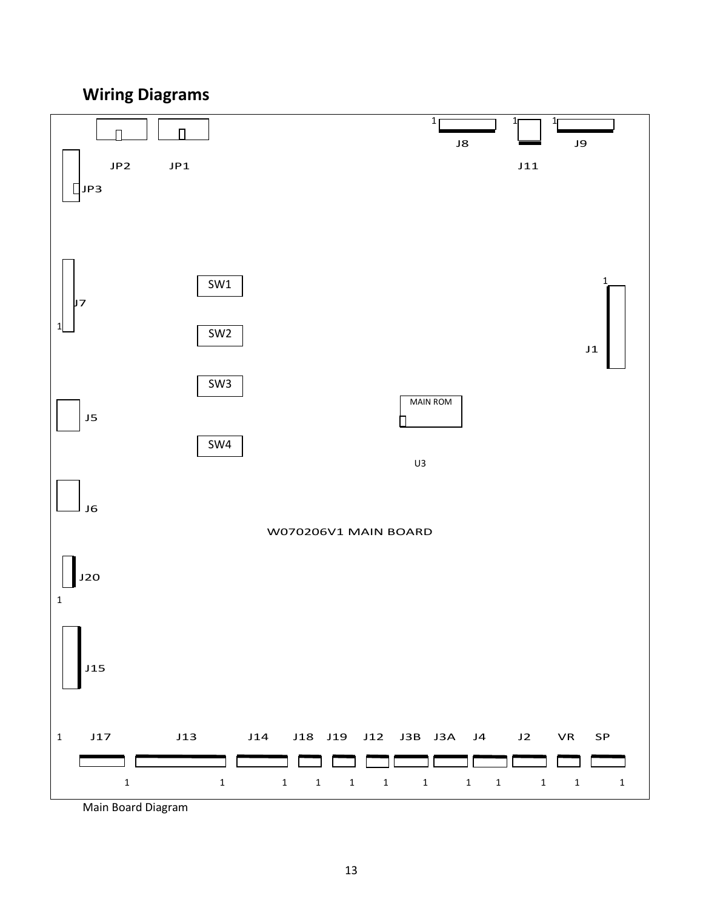## Wiring Diagrams

1 J8 1 J11 1 J9

JP2 JP1

JP3

SW1

J7

1

SW2

1

J1

SW3

MAIN ROM

J5

SW4

U3

J6

W070206V1 MAIN BOARD

J20

1

J15

1 J17 J13 J14 J18 J19 J12 J3B J3A J4 J2 VR SP

1 1 1 1 1 1 1 1 1 1 1 1

Main Board Diagram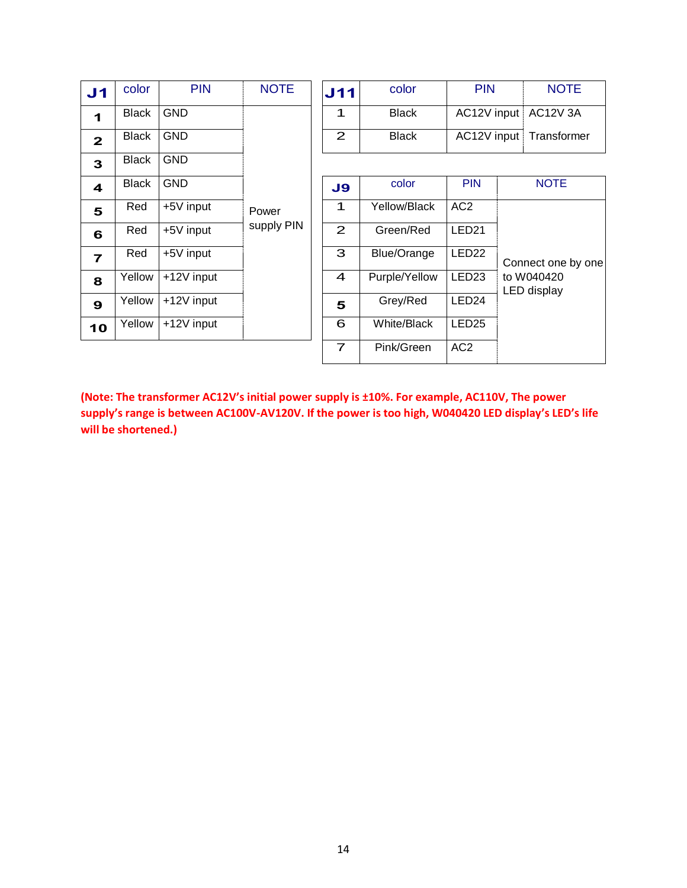| J1 | color | PIN | NOTE |
|---|---|---|---|
| 1 | Black | GND | Power supply PIN |
| 2 | Black | GND | |
| 3 | Black | GND | |
| 4 | Black | GND | |
| 5 | Red | +5V input | |
| 6 | Red | +5V input | |
| 7 | Red | +5V input | |
| 8 | Yellow | +12V input | |
| 9 | Yellow | +12V input | |
| 10 | Yellow | +12V input | |

| J11 | color | PIN | NOTE |
|---|---|---|---|
| 1 | Black | AC12V input | AC12V 3A Transformer |
| 2 | Black | AC12V input | |

| J9 | color | PIN | NOTE |
|---|---|---|---|
| 1 | Yellow/Black | AC2 | Connect one by one to W040420 LED display |
| 2 | Green/Red | LED21 | |
| 3 | Blue/Orange | LED22 | |
| 4 | Purple/Yellow | LED23 | |
| 5 | Grey/Red | LED24 | |
| 6 | White/Black | LED25 | |
| 7 | Pink/Green | AC2 | |

**(Note: The transformer AC12V's initial power supply is ±10%. For example, AC110V, The power supply's range is between AC100V-AV120V. If the power is too high, W040420 LED display's LED's life will be shortened.)**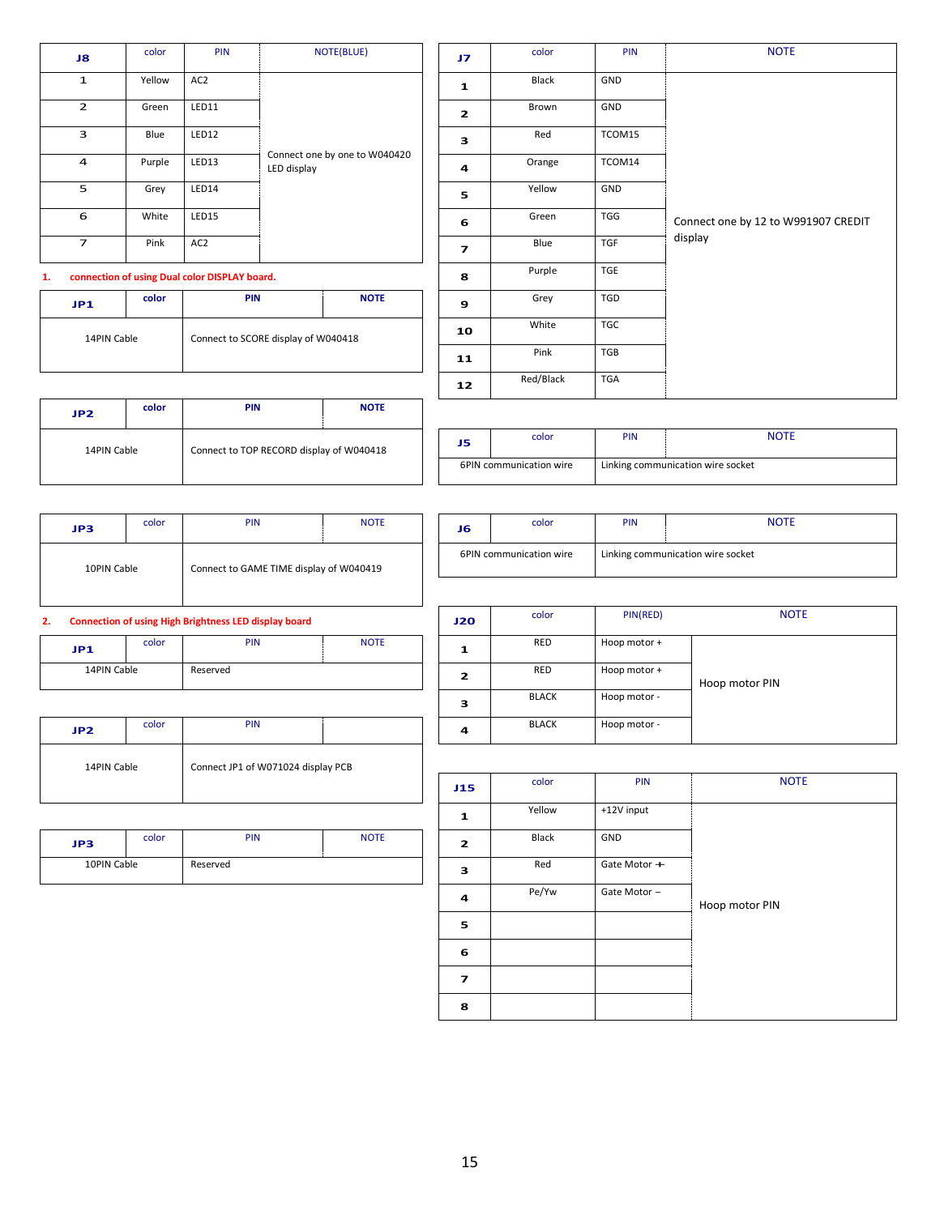| J8 | color | PIN | NOTE(BLUE) |
|---|---|---|---|
| 1 | Yellow | AC2 | Connect one by one to W040420 LED display |
| 2 | Green | LED11 | |
| 3 | Blue | LED12 | |
| 4 | Purple | LED13 | |
| 5 | Grey | LED14 | |
| 6 | White | LED15 | |
| 7 | Pink | AC2 | |

**1. connection of using Dual color DISPLAY board.**

| JP1 | color | PIN | NOTE |
|---|---|---|---|
| 14PIN Cable | | Connect to SCORE display of W040418 | |

| JP2 | color | PIN | NOTE |
|---|---|---|---|
| 14PIN Cable | | Connect to TOP RECORD display of W040418 | |

| JP3 | color | PIN | NOTE |
|---|---|---|---|
| 10PIN Cable | | Connect to GAME TIME display of W040419 | |

**2. Connection of using High Brightness LED display board**

| JP1 | color | PIN | NOTE |
|---|---|---|---|
| 14PIN Cable | | Reserved | |

| JP2 | color | PIN | |
|---|---|---|---|
| 14PIN Cable | | Connect JP1 of W071024 display PCB | |

| JP3 | color | PIN | NOTE |
|---|---|---|---|
| 10PIN Cable | | Reserved | |

| J7 | color | PIN | NOTE |
|---|---|---|---|
| 1 | Black | GND | Connect one by 12 to W991907 CREDIT display |
| 2 | Brown | GND | |
| 3 | Red | TCOM15 | |
| 4 | Orange | TCOM14 | |
| 5 | Yellow | GND | |
| 6 | Green | TGG | |
| 7 | Blue | TGF | |
| 8 | Purple | TGE | |
| 9 | Grey | TGD | |
| 10 | White | TGC | |
| 11 | Pink | TGB | |
| 12 | Red/Black | TGA | |

| J5 | color | PIN | NOTE |
|---|---|---|---|
| 6PIN communication wire | | Linking communication wire socket | |

| J6 | color | PIN | NOTE |
|---|---|---|---|
| 6PIN communication wire | | Linking communication wire socket | |

| J20 | color | PIN(RED) | NOTE |
|---|---|---|---|
| 1 | RED | Hoop motor + | Hoop motor PIN |
| 2 | RED | Hoop motor + | |
| 3 | BLACK | Hoop motor - | |
| 4 | BLACK | Hoop motor - | |

| J15 | color | PIN | NOTE |
|---|---|---|---|
| 1 | Yellow | +12V input | Hoop motor PIN |
| 2 | Black | GND | |
| 3 | Red | Gate Motor + | |
| 4 | Pe/Yw | Gate Motor – | |
| 5 | | | |
| 6 | | | |
| 7 | | | |
| 8 | | | |